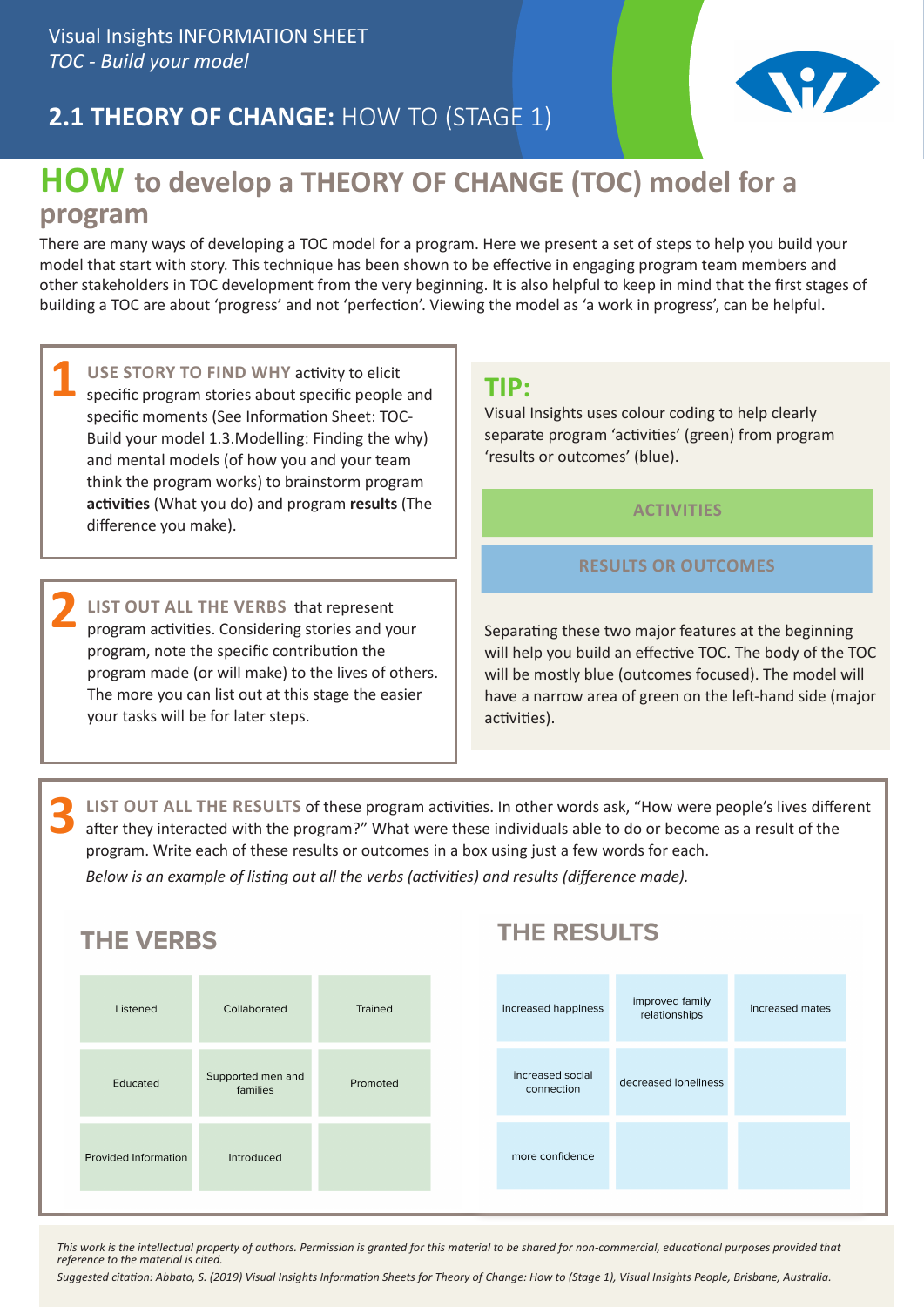Visual Insights INFORMATION SHEET
*TOC - Build your model*

## 2.1 THEORY OF CHANGE: HOW TO (STAGE 1)

# HOW to develop a THEORY OF CHANGE (TOC) model for a program

There are many ways of developing a TOC model for a program. Here we present a set of steps to help you build your model that start with story. This technique has been shown to be effective in engaging program team members and other stakeholders in TOC development from the very beginning. It is also helpful to keep in mind that the first stages of building a TOC are about 'progress' and not 'perfection'. Viewing the model as 'a work in progress', can be helpful.

**1** **USE STORY TO FIND WHY** activity to elicit specific program stories about specific people and specific moments (See Information Sheet: TOC-Build your model 1.3.Modelling: Finding the why) and mental models (of how you and your team think the program works) to brainstorm program **activities** (What you do) and program **results** (The difference you make).

**2** **LIST OUT ALL THE VERBS** that represent program activities. Considering stories and your program, note the specific contribution the program made (or will make) to the lives of others. The more you can list out at this stage the easier your tasks will be for later steps.

### TIP:

Visual Insights uses colour coding to help clearly separate program 'activities' (green) from program 'results or outcomes' (blue).

**ACTIVITIES**

**RESULTS OR OUTCOMES**

Separating these two major features at the beginning will help you build an effective TOC. The body of the TOC will be mostly blue (outcomes focused). The model will have a narrow area of green on the left-hand side (major activities).

**3** **LIST OUT ALL THE RESULTS** of these program activities. In other words ask, "How were people's lives different after they interacted with the program?" What were these individuals able to do or become as a result of the program. Write each of these results or outcomes in a box using just a few words for each.

*Below is an example of listing out all the verbs (activities) and results (difference made).*

### THE VERBS

| | | |
|---|---|---|
| Listened | Collaborated | Trained |
| Educated | Supported men and families | Promoted |
| Provided Information | Introduced | |

### THE RESULTS

| | | |
|---|---|---|
| increased happiness | improved family relationships | increased mates |
| increased social connection | decreased loneliness | |
| more confidence | | |

*This work is the intellectual property of authors. Permission is granted for this material to be shared for non-commercial, educational purposes provided that reference to the material is cited.*

*Suggested citation: Abbato, S. (2019) Visual Insights Information Sheets for Theory of Change: How to (Stage 1), Visual Insights People, Brisbane, Australia.*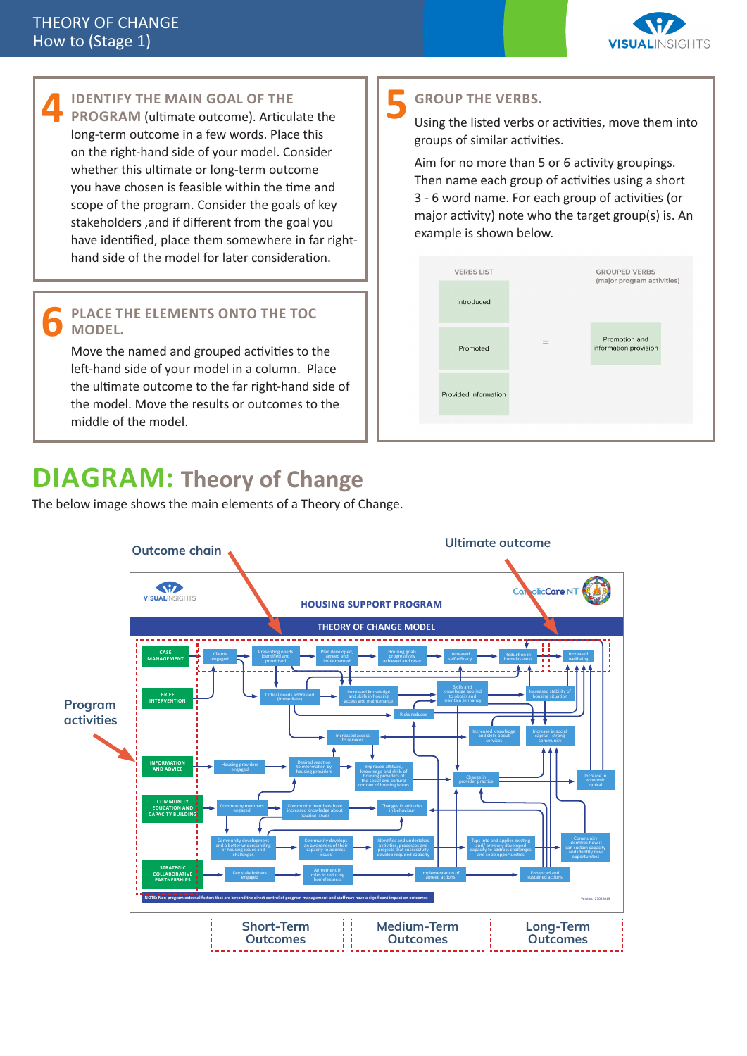# THEORY OF CHANGE
How to (Stage 1)

## 4 IDENTIFY THE MAIN GOAL OF THE PROGRAM

**IDENTIFY THE MAIN GOAL OF THE PROGRAM** (ultimate outcome). Articulate the long-term outcome in a few words. Place this on the right-hand side of your model. Consider whether this ultimate or long-term outcome you have chosen is feasible within the time and scope of the program. Consider the goals of key stakeholders ,and if different from the goal you have identified, place them somewhere in far right-hand side of the model for later consideration.

## 6 PLACE THE ELEMENTS ONTO THE TOC MODEL.

Move the named and grouped activities to the left-hand side of your model in a column. Place the ultimate outcome to the far right-hand side of the model. Move the results or outcomes to the middle of the model.

## 5 GROUP THE VERBS.

Using the listed verbs or activities, move them into groups of similar activities.

Aim for no more than 5 or 6 activity groupings. Then name each group of activities using a short 3 - 6 word name. For each group of activities (or major activity) note who the target group(s) is. An example is shown below.

| VERBS LIST | | GROUPED VERBS (major program activities) |
|---|---|---|
| Introduced | | |
| Promoted | = | Promotion and information provision |
| Provided information | | |

# DIAGRAM: Theory of Change

The below image shows the main elements of a Theory of Change.

Outcome chain | Ultimate outcome | Program activities

HOUSING SUPPORT PROGRAM

THEORY OF CHANGE MODEL

Program activities: CASE MANAGEMENT; BRIEF INTERVENTION; INFORMATION AND ADVICE; COMMUNITY EDUCATION AND CAPACITY BUILDING; STRATEGIC COLLABORATIVE PARTNERSHIPS

Outcomes: Clients engaged; Presenting needs identified and prioritised; Plan developed, agreed and implemented; Housing goals progressively achieved and reset; Increased self efficacy; Reduction in homelessness; Increased wellbeing; Critical needs addressed (immediate); Increased knowledge and skills in housing access and maintenance; Skills and knowledge applied to obtain and maintain tennancy; Increased stability of housing situation; Risks reduced; Increased access to services; Increased knowledge and skills about services; Increase in social capital - strong community; Housing providers engaged; Desired reaction to information by housing providers; Improved attitude, knowledge and skills of housing providers of the social and cultural context of housing issues; Change in provider practice; Increase in economic capital; Community members engaged; Community members have increased knowledge about housing issues; Changes in attitudes in behaviour; Community development and a better understanding of housing issues and challenges; Community develops an awareness of their capacity to address issues; Identifies and undertakes activities, processes and projects that successfully develop required capacity; Taps into and applies existing and/or newly developed capacity to address challenges and seize opportunities; Community identifies how it can sustain capacity and identify new opportunities; Key stakeholders engaged; Agreement in roles in reducing homelessness; Implementation of agreed actions; Enhanced and sustained actions

NOTE: Non-program external factors that are beyond the direct control of program management and staff may have a significant impact on outcomes

Short-Term Outcomes | Medium-Term Outcomes | Long-Term Outcomes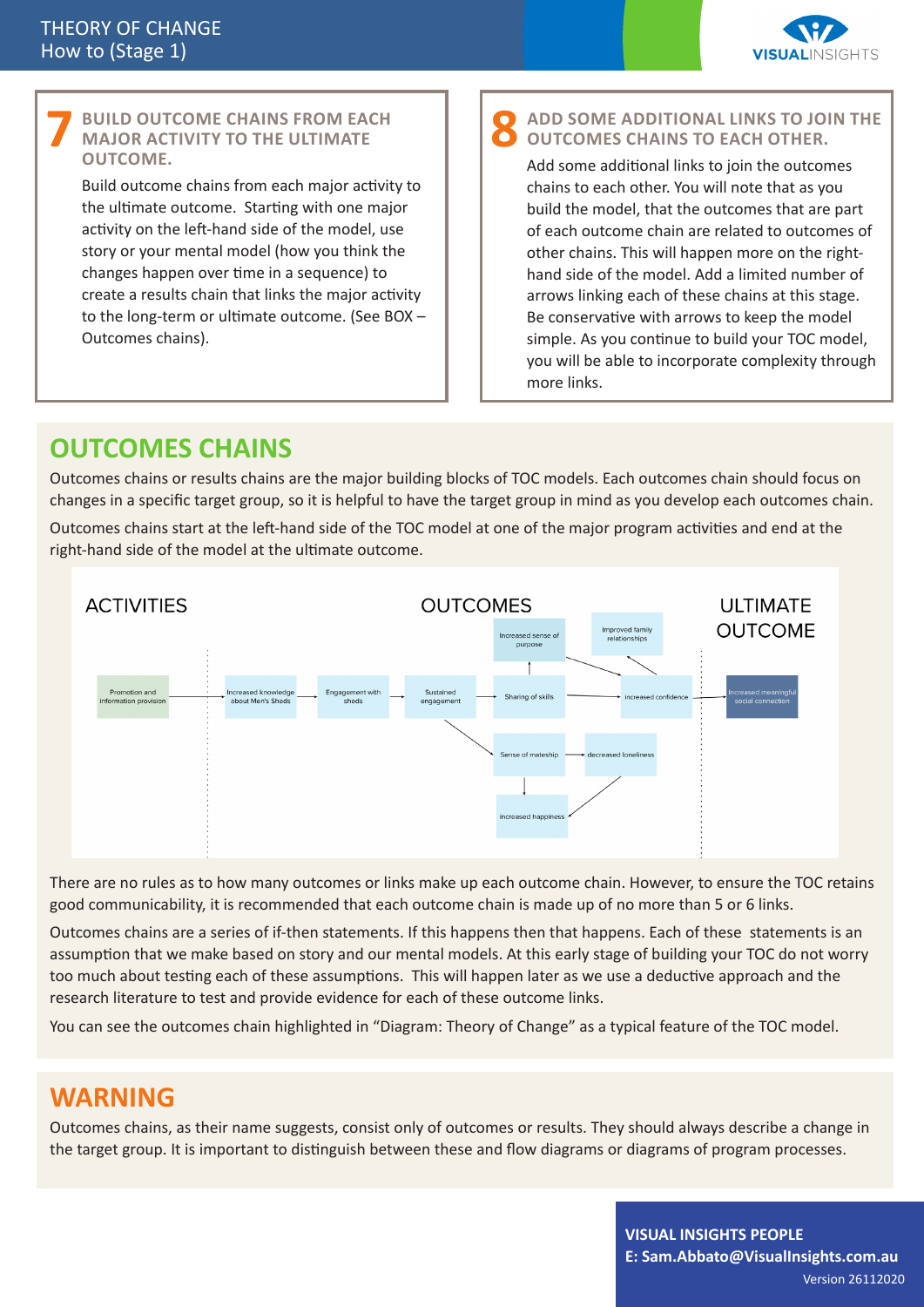## 7 BUILD OUTCOME CHAINS FROM EACH MAJOR ACTIVITY TO THE ULTIMATE OUTCOME.

Build outcome chains from each major activity to the ultimate outcome. Starting with one major activity on the left-hand side of the model, use story or your mental model (how you think the changes happen over time in a sequence) to create a results chain that links the major activity to the long-term or ultimate outcome. (See BOX – Outcomes chains).

## 8 ADD SOME ADDITIONAL LINKS TO JOIN THE OUTCOMES CHAINS TO EACH OTHER.

Add some additional links to join the outcomes chains to each other. You will note that as you build the model, that the outcomes that are part of each outcome chain are related to outcomes of other chains. This will happen more on the right-hand side of the model. Add a limited number of arrows linking each of these chains at this stage. Be conservative with arrows to keep the model simple. As you continue to build your TOC model, you will be able to incorporate complexity through more links.

## OUTCOMES CHAINS

Outcomes chains or results chains are the major building blocks of TOC models. Each outcomes chain should focus on changes in a specific target group, so it is helpful to have the target group in mind as you develop each outcomes chain.

Outcomes chains start at the left-hand side of the TOC model at one of the major program activities and end at the right-hand side of the model at the ultimate outcome.

ACTIVITIES

OUTCOMES

ULTIMATE OUTCOME

Promotion and information provision

Increased knowledge about Men's Sheds

Engagement with sheds

Sustained engagement

Increased sense of purpose

Improved family relationships

Sharing of skills

increased confidence

Increased meaningful social connection

Sense of mateship

decreased loneliness

increased happiness

There are no rules as to how many outcomes or links make up each outcome chain. However, to ensure the TOC retains good communicability, it is recommended that each outcome chain is made up of no more than 5 or 6 links.

Outcomes chains are a series of if-then statements. If this happens then that happens. Each of these statements is an assumption that we make based on story and our mental models. At this early stage of building your TOC do not worry too much about testing each of these assumptions. This will happen later as we use a deductive approach and the research literature to test and provide evidence for each of these outcome links.

You can see the outcomes chain highlighted in "Diagram: Theory of Change" as a typical feature of the TOC model.

## WARNING

Outcomes chains, as their name suggests, consist only of outcomes or results. They should always describe a change in the target group. It is important to distinguish between these and flow diagrams or diagrams of program processes.

**VISUAL INSIGHTS PEOPLE**
**E: Sam.Abbato@VisualInsights.com.au**
Version 26112020